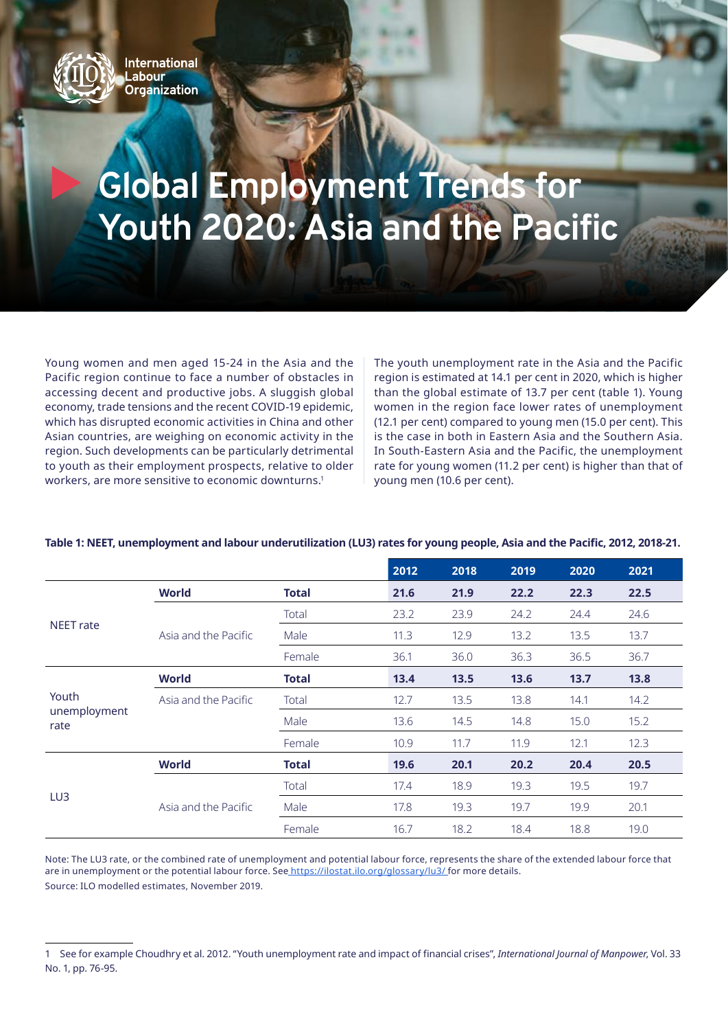International Labour Organization

# Global Employment Trends for Youth 2020: Asia and the Pacific

Young women and men aged 15-24 in the Asia and the Pacific region continue to face a number of obstacles in accessing decent and productive jobs. A sluggish global economy, trade tensions and the recent COVID-19 epidemic, which has disrupted economic activities in China and other Asian countries, are weighing on economic activity in the region. Such developments can be particularly detrimental to youth as their employment prospects, relative to older workers, are more sensitive to economic downturns.[1]

The youth unemployment rate in the Asia and the Pacific region is estimated at 14.1 per cent in 2020, which is higher than the global estimate of 13.7 per cent (table 1). Young women in the region face lower rates of unemployment (12.1 per cent) compared to young men (15.0 per cent). This is the case in both in Eastern Asia and the Southern Asia. In South-Eastern Asia and the Pacific, the unemployment rate for young women (11.2 per cent) is higher than that of young men (10.6 per cent).

**Table 1: NEET, unemployment and labour underutilization (LU3) rates for young people, Asia and the Pacific, 2012, 2018-21.**

| | | | 2012 | 2018 | 2019 | 2020 | 2021 |
|---|---|---|---|---|---|---|---|
| NEET rate | **World** | **Total** | **21.6** | **21.9** | **22.2** | **22.3** | **22.5** |
| | Asia and the Pacific | Total | 23.2 | 23.9 | 24.2 | 24.4 | 24.6 |
| | | Male | 11.3 | 12.9 | 13.2 | 13.5 | 13.7 |
| | | Female | 36.1 | 36.0 | 36.3 | 36.5 | 36.7 |
| Youth unemployment rate | **World** | **Total** | **13.4** | **13.5** | **13.6** | **13.7** | **13.8** |
| | Asia and the Pacific | Total | 12.7 | 13.5 | 13.8 | 14.1 | 14.2 |
| | | Male | 13.6 | 14.5 | 14.8 | 15.0 | 15.2 |
| | | Female | 10.9 | 11.7 | 11.9 | 12.1 | 12.3 |
| LU3 | **World** | **Total** | **19.6** | **20.1** | **20.2** | **20.4** | **20.5** |
| | Asia and the Pacific | Total | 17.4 | 18.9 | 19.3 | 19.5 | 19.7 |
| | | Male | 17.8 | 19.3 | 19.7 | 19.9 | 20.1 |
| | | Female | 16.7 | 18.2 | 18.4 | 18.8 | 19.0 |

Note: The LU3 rate, or the combined rate of unemployment and potential labour force, represents the share of the extended labour force that are in unemployment or the potential labour force. See https://ilostat.ilo.org/glossary/lu3/ for more details.

Source: ILO modelled estimates, November 2019.

1 See for example Choudhry et al. 2012. "Youth unemployment rate and impact of financial crises", *International Journal of Manpower*, Vol. 33 No. 1, pp. 76-95.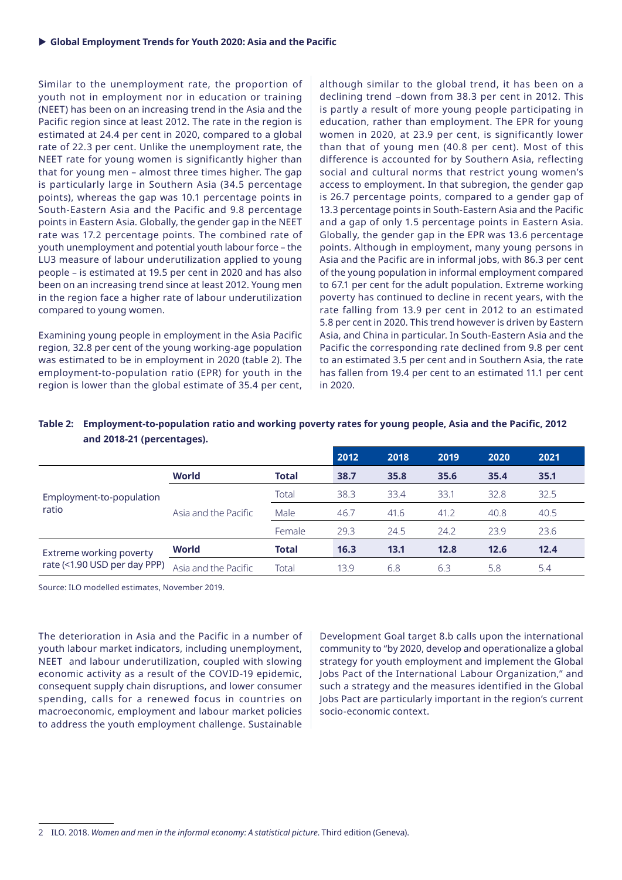Similar to the unemployment rate, the proportion of youth not in employment nor in education or training (NEET) has been on an increasing trend in the Asia and the Pacific region since at least 2012. The rate in the region is estimated at 24.4 per cent in 2020, compared to a global rate of 22.3 per cent. Unlike the unemployment rate, the NEET rate for young women is significantly higher than that for young men – almost three times higher. The gap is particularly large in Southern Asia (34.5 percentage points), whereas the gap was 10.1 percentage points in South-Eastern Asia and the Pacific and 9.8 percentage points in Eastern Asia. Globally, the gender gap in the NEET rate was 17.2 percentage points. The combined rate of youth unemployment and potential youth labour force – the LU3 measure of labour underutilization applied to young people – is estimated at 19.5 per cent in 2020 and has also been on an increasing trend since at least 2012. Young men in the region face a higher rate of labour underutilization compared to young women.

Examining young people in employment in the Asia Pacific region, 32.8 per cent of the young working-age population was estimated to be in employment in 2020 (table 2). The employment-to-population ratio (EPR) for youth in the region is lower than the global estimate of 35.4 per cent, although similar to the global trend, it has been on a declining trend –down from 38.3 per cent in 2012. This is partly a result of more young people participating in education, rather than employment. The EPR for young women in 2020, at 23.9 per cent, is significantly lower than that of young men (40.8 per cent). Most of this difference is accounted for by Southern Asia, reflecting social and cultural norms that restrict young women's access to employment. In that subregion, the gender gap is 26.7 percentage points, compared to a gender gap of 13.3 percentage points in South-Eastern Asia and the Pacific and a gap of only 1.5 percentage points in Eastern Asia. Globally, the gender gap in the EPR was 13.6 percentage points. Although in employment, many young persons in Asia and the Pacific are in informal jobs, with 86.3 per cent of the young population in informal employment compared to 67.1 per cent for the adult population. Extreme working poverty has continued to decline in recent years, with the rate falling from 13.9 per cent in 2012 to an estimated 5.8 per cent in 2020. This trend however is driven by Eastern Asia, and China in particular. In South-Eastern Asia and the Pacific the corresponding rate declined from 9.8 per cent to an estimated 3.5 per cent and in Southern Asia, the rate has fallen from 19.4 per cent to an estimated 11.1 per cent in 2020.

**Table 2: Employment-to-population ratio and working poverty rates for young people, Asia and the Pacific, 2012 and 2018-21 (percentages).**

| | | | 2012 | 2018 | 2019 | 2020 | 2021 |
|---|---|---|---|---|---|---|---|
| Employment-to-population ratio | **World** | **Total** | **38.7** | **35.8** | **35.6** | **35.4** | **35.1** |
| | Asia and the Pacific | Total | 38.3 | 33.4 | 33.1 | 32.8 | 32.5 |
| | | Male | 46.7 | 41.6 | 41.2 | 40.8 | 40.5 |
| | | Female | 29.3 | 24.5 | 24.2 | 23.9 | 23.6 |
| Extreme working poverty rate (<1.90 USD per day PPP) | **World** | **Total** | **16.3** | **13.1** | **12.8** | **12.6** | **12.4** |
| | Asia and the Pacific | Total | 13.9 | 6.8 | 6.3 | 5.8 | 5.4 |

Source: ILO modelled estimates, November 2019.

The deterioration in Asia and the Pacific in a number of youth labour market indicators, including unemployment, NEET and labour underutilization, coupled with slowing economic activity as a result of the COVID-19 epidemic, consequent supply chain disruptions, and lower consumer spending, calls for a renewed focus in countries on macroeconomic, employment and labour market policies to address the youth employment challenge. Sustainable Development Goal target 8.b calls upon the international community to "by 2020, develop and operationalize a global strategy for youth employment and implement the Global Jobs Pact of the International Labour Organization," and such a strategy and the measures identified in the Global Jobs Pact are particularly important in the region's current socio-economic context.

2 ILO. 2018. *Women and men in the informal economy: A statistical picture.* Third edition (Geneva).